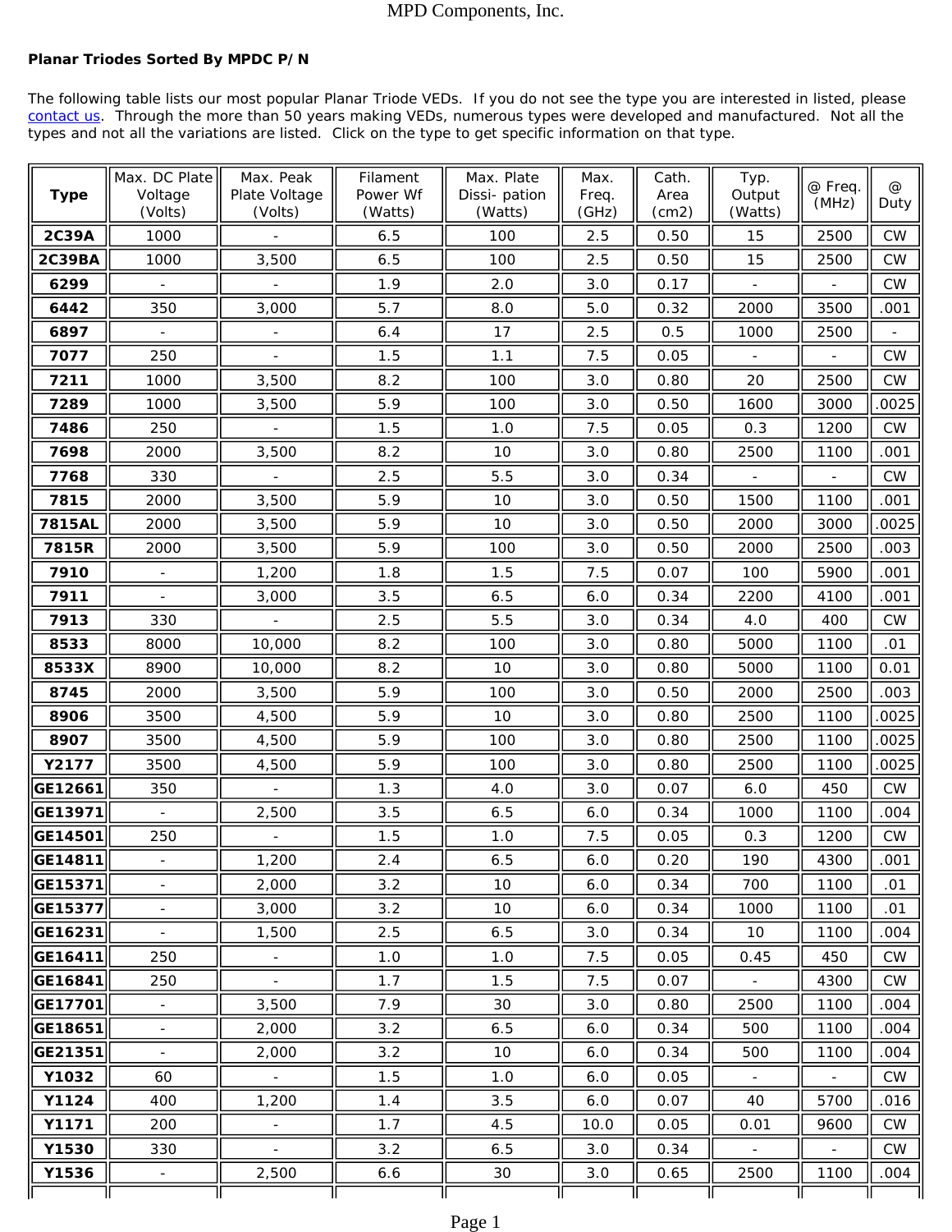MPD Components, Inc.

**Planar Triodes Sorted By MPDC P/N**

The following table lists our most popular Planar Triode VEDs. If you do not see the type you are interested in listed, please contact us. Through the more than 50 years making VEDs, numerous types were developed and manufactured. Not all the types and not all the variations are listed. Click on the type to get specific information on that type.

| Type | Max. DC Plate Voltage (Volts) | Max. Peak Plate Voltage (Volts) | Filament Power Wf (Watts) | Max. Plate Dissi- pation (Watts) | Max. Freq. (GHz) | Cath. Area (cm2) | Typ. Output (Watts) | @ Freq. (MHz) | @ Duty |
|---|---|---|---|---|---|---|---|---|---|
| **2C39A** | 1000 | - | 6.5 | 100 | 2.5 | 0.50 | 15 | 2500 | CW |
| **2C39BA** | 1000 | 3,500 | 6.5 | 100 | 2.5 | 0.50 | 15 | 2500 | CW |
| **6299** | - | - | 1.9 | 2.0 | 3.0 | 0.17 | - | - | CW |
| **6442** | 350 | 3,000 | 5.7 | 8.0 | 5.0 | 0.32 | 2000 | 3500 | .001 |
| **6897** | - | - | 6.4 | 17 | 2.5 | 0.5 | 1000 | 2500 | - |
| **7077** | 250 | - | 1.5 | 1.1 | 7.5 | 0.05 | - | - | CW |
| **7211** | 1000 | 3,500 | 8.2 | 100 | 3.0 | 0.80 | 20 | 2500 | CW |
| **7289** | 1000 | 3,500 | 5.9 | 100 | 3.0 | 0.50 | 1600 | 3000 | .0025 |
| **7486** | 250 | - | 1.5 | 1.0 | 7.5 | 0.05 | 0.3 | 1200 | CW |
| **7698** | 2000 | 3,500 | 8.2 | 10 | 3.0 | 0.80 | 2500 | 1100 | .001 |
| **7768** | 330 | - | 2.5 | 5.5 | 3.0 | 0.34 | - | - | CW |
| **7815** | 2000 | 3,500 | 5.9 | 10 | 3.0 | 0.50 | 1500 | 1100 | .001 |
| **7815AL** | 2000 | 3,500 | 5.9 | 10 | 3.0 | 0.50 | 2000 | 3000 | .0025 |
| **7815R** | 2000 | 3,500 | 5.9 | 100 | 3.0 | 0.50 | 2000 | 2500 | .003 |
| **7910** | - | 1,200 | 1.8 | 1.5 | 7.5 | 0.07 | 100 | 5900 | .001 |
| **7911** | - | 3,000 | 3.5 | 6.5 | 6.0 | 0.34 | 2200 | 4100 | .001 |
| **7913** | 330 | - | 2.5 | 5.5 | 3.0 | 0.34 | 4.0 | 400 | CW |
| **8533** | 8000 | 10,000 | 8.2 | 100 | 3.0 | 0.80 | 5000 | 1100 | .01 |
| **8533X** | 8900 | 10,000 | 8.2 | 10 | 3.0 | 0.80 | 5000 | 1100 | 0.01 |
| **8745** | 2000 | 3,500 | 5.9 | 100 | 3.0 | 0.50 | 2000 | 2500 | .003 |
| **8906** | 3500 | 4,500 | 5.9 | 10 | 3.0 | 0.80 | 2500 | 1100 | .0025 |
| **8907** | 3500 | 4,500 | 5.9 | 100 | 3.0 | 0.80 | 2500 | 1100 | .0025 |
| **Y2177** | 3500 | 4,500 | 5.9 | 100 | 3.0 | 0.80 | 2500 | 1100 | .0025 |
| **GE12661** | 350 | - | 1.3 | 4.0 | 3.0 | 0.07 | 6.0 | 450 | CW |
| **GE13971** | - | 2,500 | 3.5 | 6.5 | 6.0 | 0.34 | 1000 | 1100 | .004 |
| **GE14501** | 250 | - | 1.5 | 1.0 | 7.5 | 0.05 | 0.3 | 1200 | CW |
| **GE14811** | - | 1,200 | 2.4 | 6.5 | 6.0 | 0.20 | 190 | 4300 | .001 |
| **GE15371** | - | 2,000 | 3.2 | 10 | 6.0 | 0.34 | 700 | 1100 | .01 |
| **GE15377** | - | 3,000 | 3.2 | 10 | 6.0 | 0.34 | 1000 | 1100 | .01 |
| **GE16231** | - | 1,500 | 2.5 | 6.5 | 3.0 | 0.34 | 10 | 1100 | .004 |
| **GE16411** | 250 | - | 1.0 | 1.0 | 7.5 | 0.05 | 0.45 | 450 | CW |
| **GE16841** | 250 | - | 1.7 | 1.5 | 7.5 | 0.07 | - | 4300 | CW |
| **GE17701** | - | 3,500 | 7.9 | 30 | 3.0 | 0.80 | 2500 | 1100 | .004 |
| **GE18651** | - | 2,000 | 3.2 | 6.5 | 6.0 | 0.34 | 500 | 1100 | .004 |
| **GE21351** | - | 2,000 | 3.2 | 10 | 6.0 | 0.34 | 500 | 1100 | .004 |
| **Y1032** | 60 | - | 1.5 | 1.0 | 6.0 | 0.05 | - | - | CW |
| **Y1124** | 400 | 1,200 | 1.4 | 3.5 | 6.0 | 0.07 | 40 | 5700 | .016 |
| **Y1171** | 200 | - | 1.7 | 4.5 | 10.0 | 0.05 | 0.01 | 9600 | CW |
| **Y1530** | 330 | - | 3.2 | 6.5 | 3.0 | 0.34 | - | - | CW |
| **Y1536** | - | 2,500 | 6.6 | 30 | 3.0 | 0.65 | 2500 | 1100 | .004 |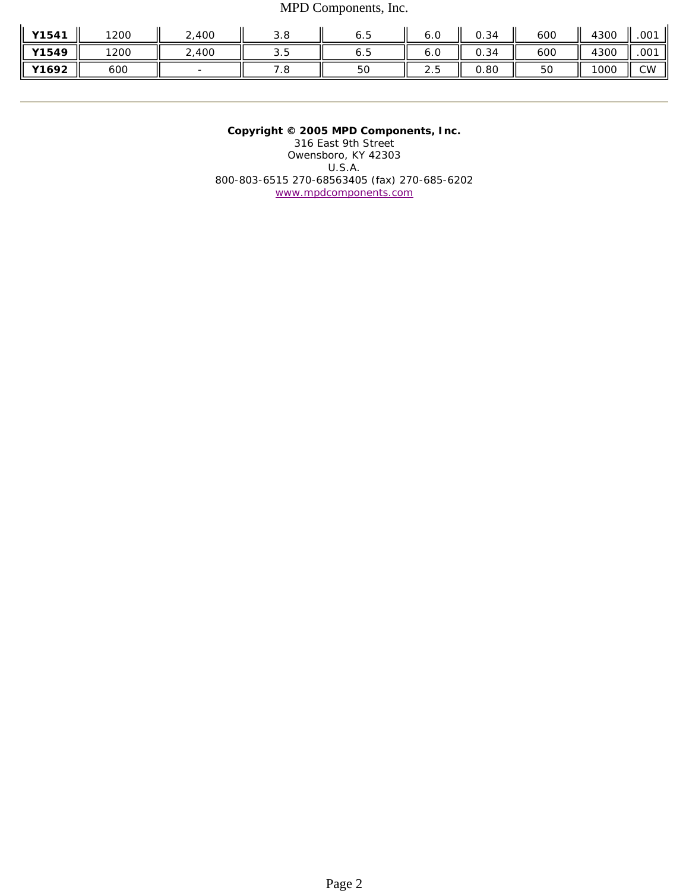| | | | | | | | | | |
|---|---|---|---|---|---|---|---|---|---|
| **Y1541** | 1200 | 2,400 | 3.8 | 6.5 | 6.0 | 0.34 | 600 | 4300 | .001 |
| **Y1549** | 1200 | 2,400 | 3.5 | 6.5 | 6.0 | 0.34 | 600 | 4300 | .001 |
| **Y1692** | 600 | - | 7.8 | 50 | 2.5 | 0.80 | 50 | 1000 | CW |

---

**Copyright © 2005 MPD Components, Inc.**
316 East 9th Street
Owensboro, KY 42303
U.S.A.
800-803-6515 270-68563405 (fax) 270-685-6202
www.mpdcomponents.com